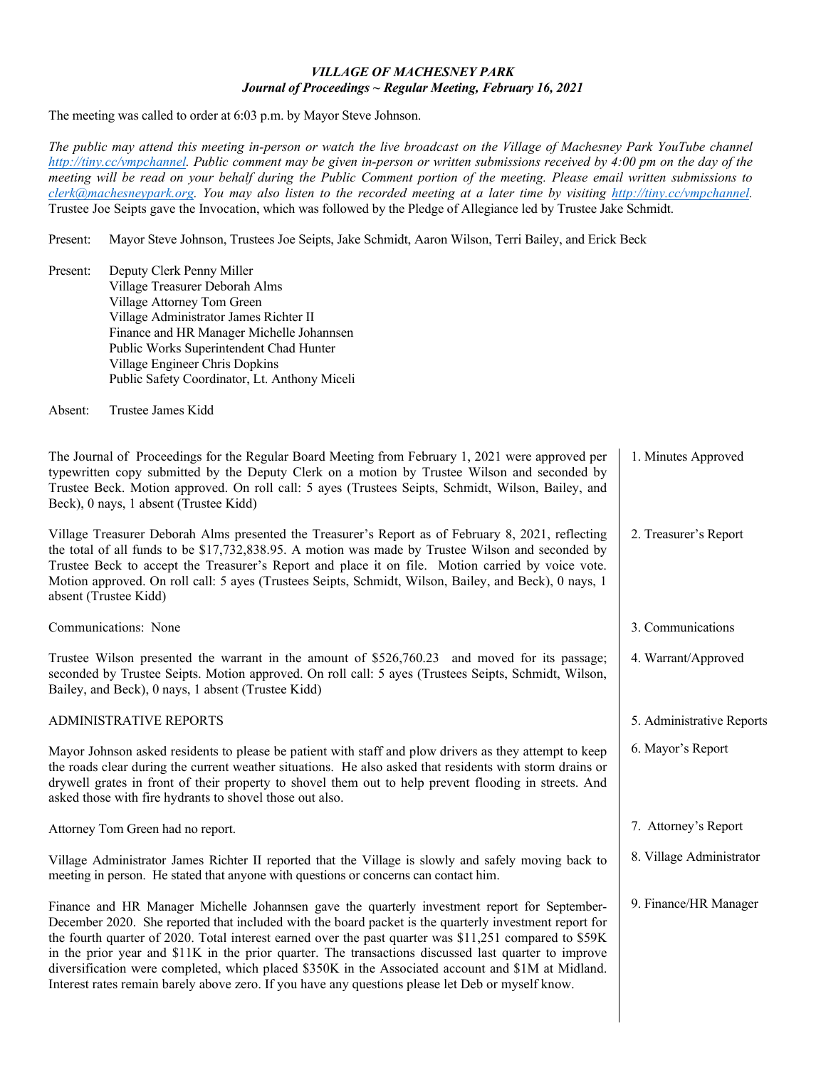*VILLAGE OF MACHESNEY PARK*
***Journal of Proceedings ~ Regular Meeting, February 16, 2021***

The meeting was called to order at 6:03 p.m. by Mayor Steve Johnson.

*The public may attend this meeting in-person or watch the live broadcast on the Village of Machesney Park YouTube channel http://tiny.cc/vmpchannel. Public comment may be given in-person or written submissions received by 4:00 pm on the day of the meeting will be read on your behalf during the Public Comment portion of the meeting. Please email written submissions to clerk@machesneypark.org. You may also listen to the recorded meeting at a later time by visiting http://tiny.cc/vmpchannel.*
Trustee Joe Seipts gave the Invocation, which was followed by the Pledge of Allegiance led by Trustee Jake Schmidt.

Present: Mayor Steve Johnson, Trustees Joe Seipts, Jake Schmidt, Aaron Wilson, Terri Bailey, and Erick Beck

Present: Deputy Clerk Penny Miller
Village Treasurer Deborah Alms
Village Attorney Tom Green
Village Administrator James Richter II
Finance and HR Manager Michelle Johannsen
Public Works Superintendent Chad Hunter
Village Engineer Chris Dopkins
Public Safety Coordinator, Lt. Anthony Miceli

Absent: Trustee James Kidd

**1. Minutes Approved**

The Journal of Proceedings for the Regular Board Meeting from February 1, 2021 were approved per typewritten copy submitted by the Deputy Clerk on a motion by Trustee Wilson and seconded by Trustee Beck. Motion approved. On roll call: 5 ayes (Trustees Seipts, Schmidt, Wilson, Bailey, and Beck), 0 nays, 1 absent (Trustee Kidd)

**2. Treasurer's Report**

Village Treasurer Deborah Alms presented the Treasurer's Report as of February 8, 2021, reflecting the total of all funds to be $17,732,838.95. A motion was made by Trustee Wilson and seconded by Trustee Beck to accept the Treasurer's Report and place it on file. Motion carried by voice vote. Motion approved. On roll call: 5 ayes (Trustees Seipts, Schmidt, Wilson, Bailey, and Beck), 0 nays, 1 absent (Trustee Kidd)

**3. Communications**

Communications: None

**4. Warrant/Approved**

Trustee Wilson presented the warrant in the amount of $526,760.23 and moved for its passage; seconded by Trustee Seipts. Motion approved. On roll call: 5 ayes (Trustees Seipts, Schmidt, Wilson, Bailey, and Beck), 0 nays, 1 absent (Trustee Kidd)

**5. Administrative Reports**

ADMINISTRATIVE REPORTS

**6. Mayor's Report**

Mayor Johnson asked residents to please be patient with staff and plow drivers as they attempt to keep the roads clear during the current weather situations. He also asked that residents with storm drains or drywell grates in front of their property to shovel them out to help prevent flooding in streets. And asked those with fire hydrants to shovel those out also.

**7. Attorney's Report**

Attorney Tom Green had no report.

**8. Village Administrator**

Village Administrator James Richter II reported that the Village is slowly and safely moving back to meeting in person. He stated that anyone with questions or concerns can contact him.

**9. Finance/HR Manager**

Finance and HR Manager Michelle Johannsen gave the quarterly investment report for September-December 2020. She reported that included with the board packet is the quarterly investment report for the fourth quarter of 2020. Total interest earned over the past quarter was $11,251 compared to $59K in the prior year and $11K in the prior quarter. The transactions discussed last quarter to improve diversification were completed, which placed $350K in the Associated account and $1M at Midland. Interest rates remain barely above zero. If you have any questions please let Deb or myself know.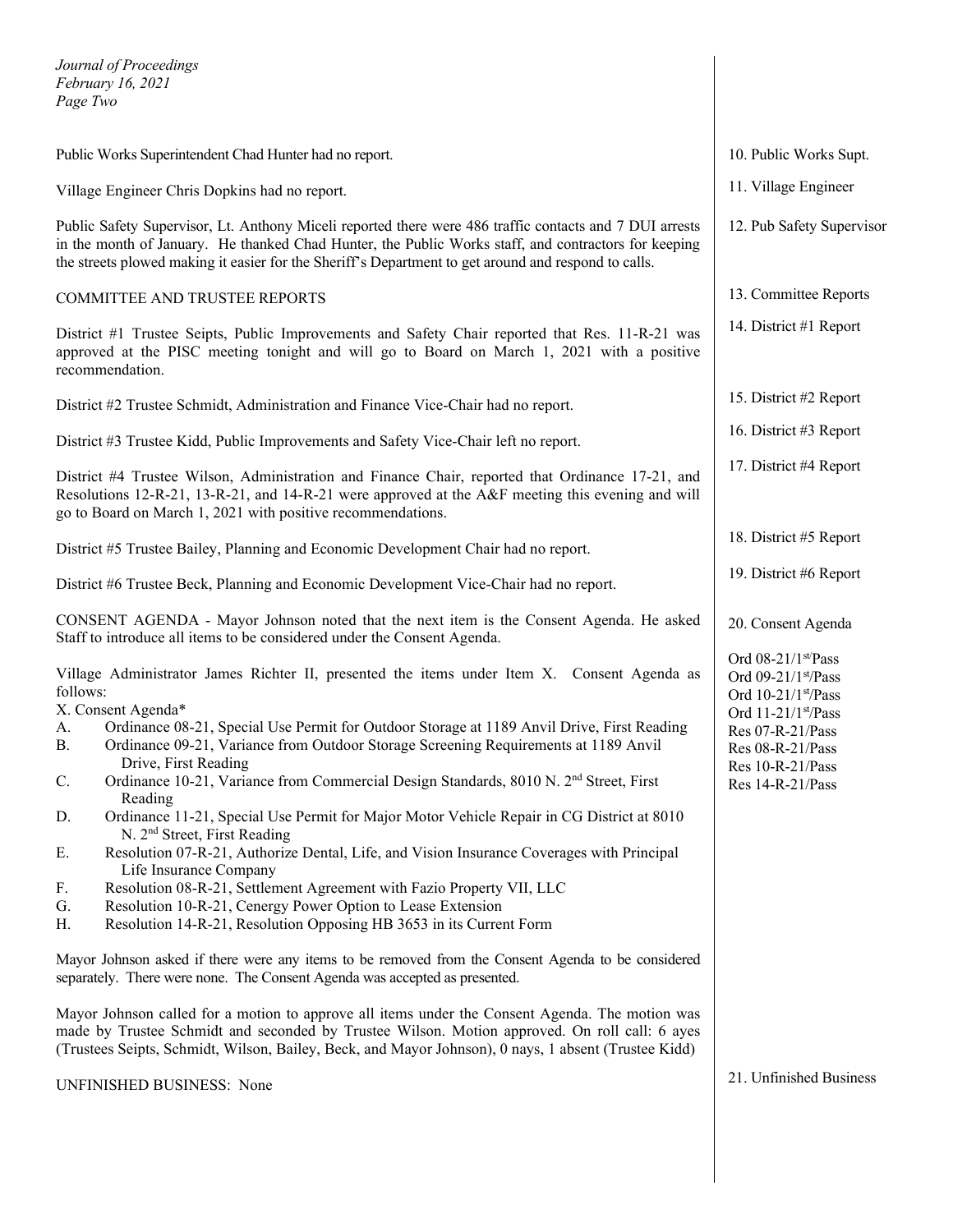Public Works Superintendent Chad Hunter had no report.

10. Public Works Supt.

Village Engineer Chris Dopkins had no report.

11. Village Engineer

Public Safety Supervisor, Lt. Anthony Miceli reported there were 486 traffic contacts and 7 DUI arrests in the month of January. He thanked Chad Hunter, the Public Works staff, and contractors for keeping the streets plowed making it easier for the Sheriff's Department to get around and respond to calls.

12. Pub Safety Supervisor

COMMITTEE AND TRUSTEE REPORTS

13. Committee Reports

District #1 Trustee Seipts, Public Improvements and Safety Chair reported that Res. 11-R-21 was approved at the PISC meeting tonight and will go to Board on March 1, 2021 with a positive recommendation.

14. District #1 Report

District #2 Trustee Schmidt, Administration and Finance Vice-Chair had no report.

15. District #2 Report

District #3 Trustee Kidd, Public Improvements and Safety Vice-Chair left no report.

16. District #3 Report

District #4 Trustee Wilson, Administration and Finance Chair, reported that Ordinance 17-21, and Resolutions 12-R-21, 13-R-21, and 14-R-21 were approved at the A&F meeting this evening and will go to Board on March 1, 2021 with positive recommendations.

17. District #4 Report

District #5 Trustee Bailey, Planning and Economic Development Chair had no report.

18. District #5 Report

District #6 Trustee Beck, Planning and Economic Development Vice-Chair had no report.

19. District #6 Report

CONSENT AGENDA - Mayor Johnson noted that the next item is the Consent Agenda. He asked Staff to introduce all items to be considered under the Consent Agenda.

20. Consent Agenda

Village Administrator James Richter II, presented the items under Item X. Consent Agenda as follows:

X. Consent Agenda*

A. Ordinance 08-21, Special Use Permit for Outdoor Storage at 1189 Anvil Drive, First Reading
B. Ordinance 09-21, Variance from Outdoor Storage Screening Requirements at 1189 Anvil Drive, First Reading
C. Ordinance 10-21, Variance from Commercial Design Standards, 8010 N. 2nd Street, First Reading
D. Ordinance 11-21, Special Use Permit for Major Motor Vehicle Repair in CG District at 8010 N. 2nd Street, First Reading
E. Resolution 07-R-21, Authorize Dental, Life, and Vision Insurance Coverages with Principal Life Insurance Company
F. Resolution 08-R-21, Settlement Agreement with Fazio Property VII, LLC
G. Resolution 10-R-21, Cenergy Power Option to Lease Extension
H. Resolution 14-R-21, Resolution Opposing HB 3653 in its Current Form

Ord 08-21/1st/Pass
Ord 09-21/1st/Pass
Ord 10-21/1st/Pass
Ord 11-21/1st/Pass
Res 07-R-21/Pass
Res 08-R-21/Pass
Res 10-R-21/Pass
Res 14-R-21/Pass

Mayor Johnson asked if there were any items to be removed from the Consent Agenda to be considered separately. There were none. The Consent Agenda was accepted as presented.

Mayor Johnson called for a motion to approve all items under the Consent Agenda. The motion was made by Trustee Schmidt and seconded by Trustee Wilson. Motion approved. On roll call: 6 ayes (Trustees Seipts, Schmidt, Wilson, Bailey, Beck, and Mayor Johnson), 0 nays, 1 absent (Trustee Kidd)

UNFINISHED BUSINESS: None

21. Unfinished Business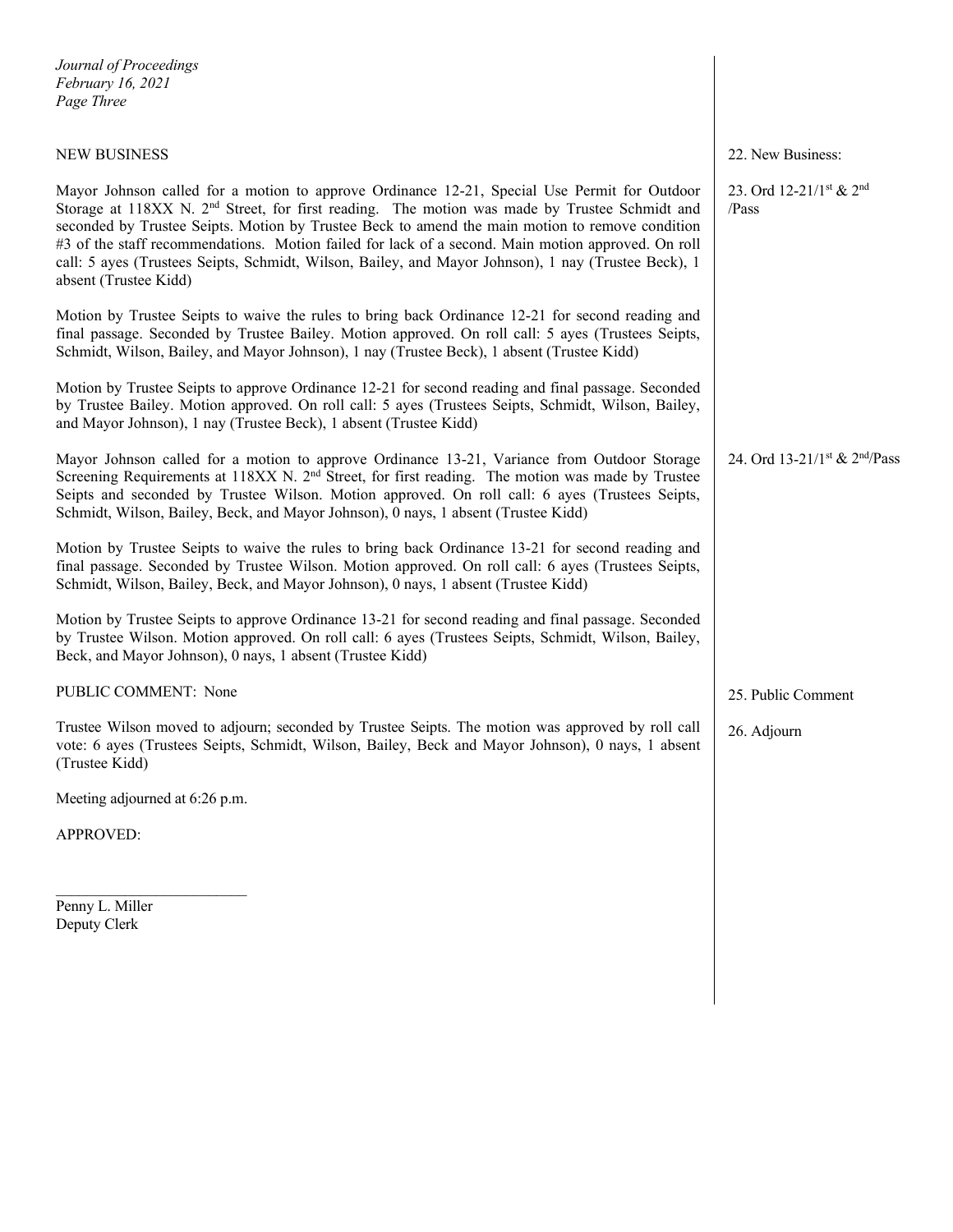NEW BUSINESS

22. New Business:

23. Ord 12-21/1st & 2nd /Pass

Mayor Johnson called for a motion to approve Ordinance 12-21, Special Use Permit for Outdoor Storage at 118XX N. 2nd Street, for first reading. The motion was made by Trustee Schmidt and seconded by Trustee Seipts. Motion by Trustee Beck to amend the main motion to remove condition #3 of the staff recommendations. Motion failed for lack of a second. Main motion approved. On roll call: 5 ayes (Trustees Seipts, Schmidt, Wilson, Bailey, and Mayor Johnson), 1 nay (Trustee Beck), 1 absent (Trustee Kidd)

Motion by Trustee Seipts to waive the rules to bring back Ordinance 12-21 for second reading and final passage. Seconded by Trustee Bailey. Motion approved. On roll call: 5 ayes (Trustees Seipts, Schmidt, Wilson, Bailey, and Mayor Johnson), 1 nay (Trustee Beck), 1 absent (Trustee Kidd)

Motion by Trustee Seipts to approve Ordinance 12-21 for second reading and final passage. Seconded by Trustee Bailey. Motion approved. On roll call: 5 ayes (Trustees Seipts, Schmidt, Wilson, Bailey, and Mayor Johnson), 1 nay (Trustee Beck), 1 absent (Trustee Kidd)

24. Ord 13-21/1st & 2nd/Pass

Mayor Johnson called for a motion to approve Ordinance 13-21, Variance from Outdoor Storage Screening Requirements at 118XX N. 2nd Street, for first reading. The motion was made by Trustee Seipts and seconded by Trustee Wilson. Motion approved. On roll call: 6 ayes (Trustees Seipts, Schmidt, Wilson, Bailey, Beck, and Mayor Johnson), 0 nays, 1 absent (Trustee Kidd)

Motion by Trustee Seipts to waive the rules to bring back Ordinance 13-21 for second reading and final passage. Seconded by Trustee Wilson. Motion approved. On roll call: 6 ayes (Trustees Seipts, Schmidt, Wilson, Bailey, Beck, and Mayor Johnson), 0 nays, 1 absent (Trustee Kidd)

Motion by Trustee Seipts to approve Ordinance 13-21 for second reading and final passage. Seconded by Trustee Wilson. Motion approved. On roll call: 6 ayes (Trustees Seipts, Schmidt, Wilson, Bailey, Beck, and Mayor Johnson), 0 nays, 1 absent (Trustee Kidd)

25. Public Comment

PUBLIC COMMENT: None

26. Adjourn

Trustee Wilson moved to adjourn; seconded by Trustee Seipts. The motion was approved by roll call vote: 6 ayes (Trustees Seipts, Schmidt, Wilson, Bailey, Beck and Mayor Johnson), 0 nays, 1 absent (Trustee Kidd)

Meeting adjourned at 6:26 p.m.

APPROVED:

_________________________

Penny L. Miller
Deputy Clerk